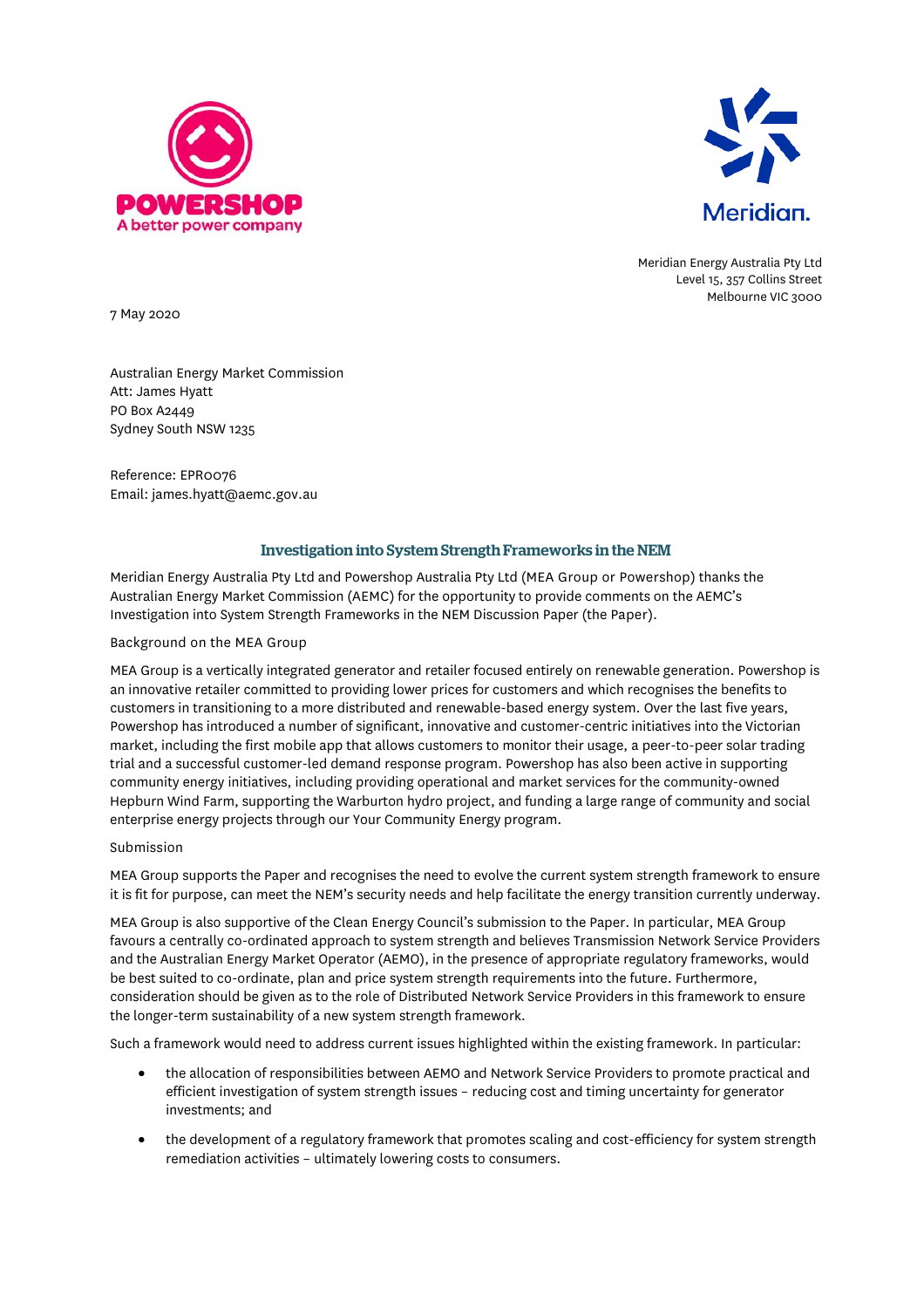POWERSHOP
A better power company

Meridian.

Meridian Energy Australia Pty Ltd
Level 15, 357 Collins Street
Melbourne VIC 3000

7 May 2020

Australian Energy Market Commission
Att: James Hyatt
PO Box A2449
Sydney South NSW 1235

Reference: EPR0076
Email: james.hyatt@aemc.gov.au

## Investigation into System Strength Frameworks in the NEM

Meridian Energy Australia Pty Ltd and Powershop Australia Pty Ltd (MEA Group or Powershop) thanks the Australian Energy Market Commission (AEMC) for the opportunity to provide comments on the AEMC's Investigation into System Strength Frameworks in the NEM Discussion Paper (the Paper).

Background on the MEA Group

MEA Group is a vertically integrated generator and retailer focused entirely on renewable generation. Powershop is an innovative retailer committed to providing lower prices for customers and which recognises the benefits to customers in transitioning to a more distributed and renewable-based energy system. Over the last five years, Powershop has introduced a number of significant, innovative and customer-centric initiatives into the Victorian market, including the first mobile app that allows customers to monitor their usage, a peer-to-peer solar trading trial and a successful customer-led demand response program. Powershop has also been active in supporting community energy initiatives, including providing operational and market services for the community-owned Hepburn Wind Farm, supporting the Warburton hydro project, and funding a large range of community and social enterprise energy projects through our Your Community Energy program.

Submission

MEA Group supports the Paper and recognises the need to evolve the current system strength framework to ensure it is fit for purpose, can meet the NEM's security needs and help facilitate the energy transition currently underway.

MEA Group is also supportive of the Clean Energy Council's submission to the Paper. In particular, MEA Group favours a centrally co-ordinated approach to system strength and believes Transmission Network Service Providers and the Australian Energy Market Operator (AEMO), in the presence of appropriate regulatory frameworks, would be best suited to co-ordinate, plan and price system strength requirements into the future. Furthermore, consideration should be given as to the role of Distributed Network Service Providers in this framework to ensure the longer-term sustainability of a new system strength framework.

Such a framework would need to address current issues highlighted within the existing framework. In particular:

- the allocation of responsibilities between AEMO and Network Service Providers to promote practical and efficient investigation of system strength issues – reducing cost and timing uncertainty for generator investments; and
- the development of a regulatory framework that promotes scaling and cost-efficiency for system strength remediation activities – ultimately lowering costs to consumers.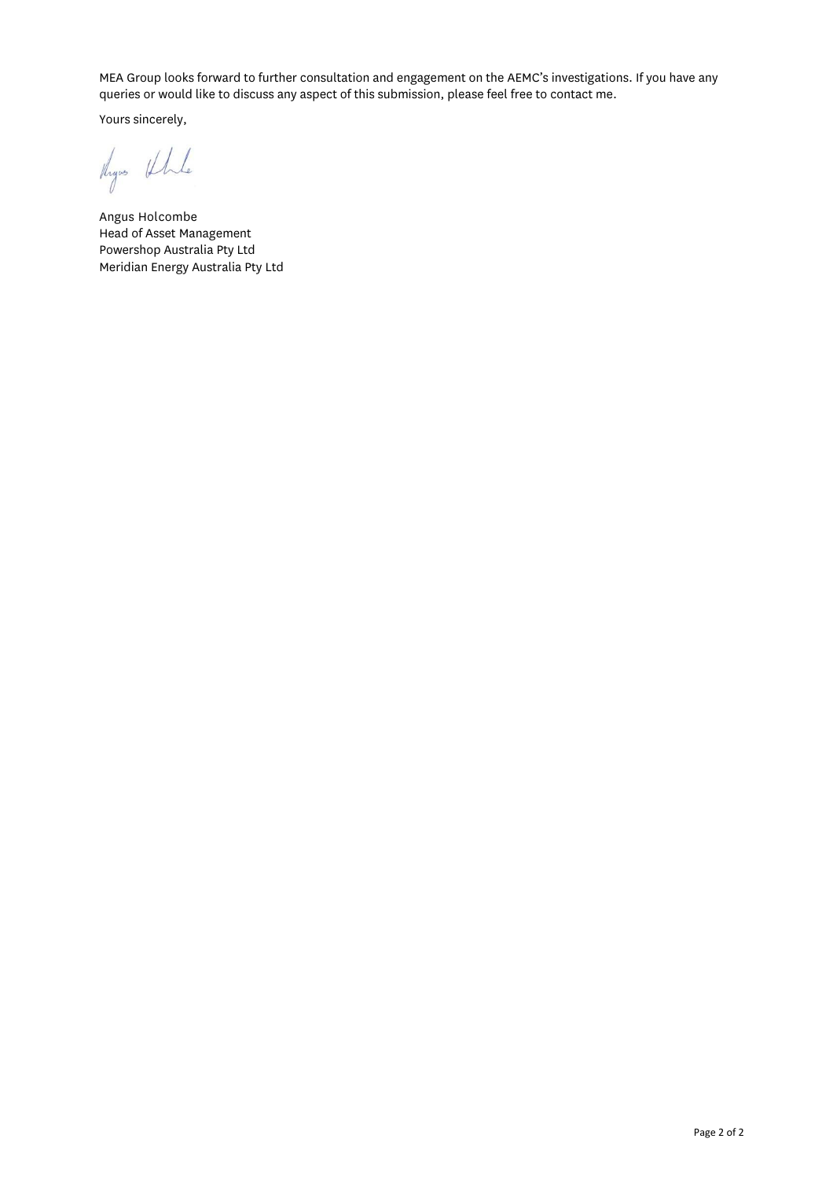MEA Group looks forward to further consultation and engagement on the AEMC's investigations. If you have any queries or would like to discuss any aspect of this submission, please feel free to contact me.

Yours sincerely,

Angus Holcombe
Head of Asset Management
Powershop Australia Pty Ltd
Meridian Energy Australia Pty Ltd